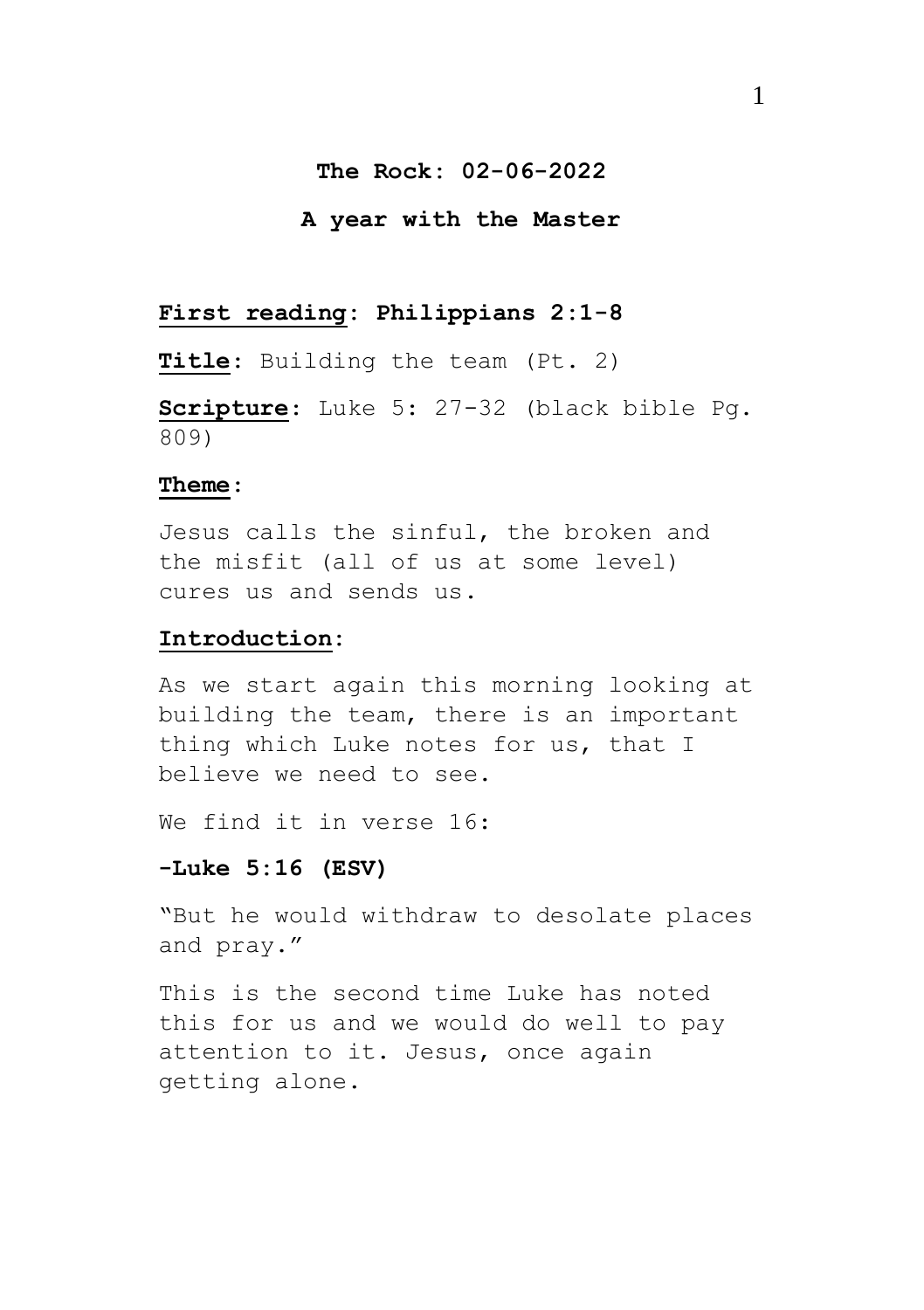**The Rock: 02-06-2022**

**A year with the Master**

**First reading: Philippians 2:1-8**

**Title**: Building the team (Pt. 2)

**Scripture**: Luke 5: 27-32 (black bible Pg. 809)

**Theme**:

Jesus calls the sinful, the broken and the misfit (all of us at some level) cures us and sends us.

**Introduction**:

As we start again this morning looking at building the team, there is an important thing which Luke notes for us, that I believe we need to see.

We find it in verse 16:

**-Luke 5:16 (ESV)**

"But he would withdraw to desolate places and pray."

This is the second time Luke has noted this for us and we would do well to pay attention to it. Jesus, once again getting alone.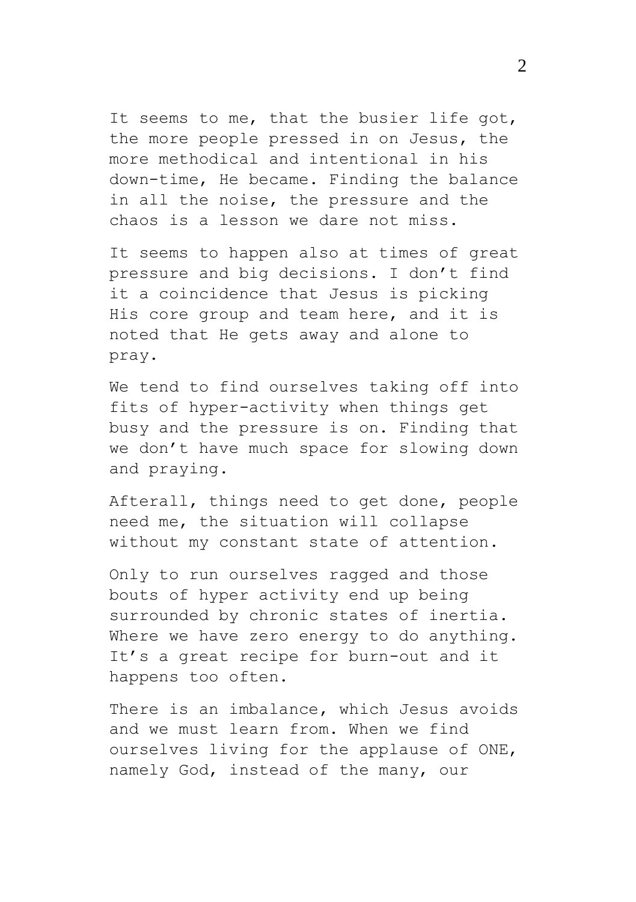It seems to me, that the busier life got, the more people pressed in on Jesus, the more methodical and intentional in his down-time, He became. Finding the balance in all the noise, the pressure and the chaos is a lesson we dare not miss.

It seems to happen also at times of great pressure and big decisions. I don't find it a coincidence that Jesus is picking His core group and team here, and it is noted that He gets away and alone to pray.

We tend to find ourselves taking off into fits of hyper-activity when things get busy and the pressure is on. Finding that we don't have much space for slowing down and praying.

Afterall, things need to get done, people need me, the situation will collapse without my constant state of attention.

Only to run ourselves ragged and those bouts of hyper activity end up being surrounded by chronic states of inertia. Where we have zero energy to do anything. It's a great recipe for burn-out and it happens too often.

There is an imbalance, which Jesus avoids and we must learn from. When we find ourselves living for the applause of ONE, namely God, instead of the many, our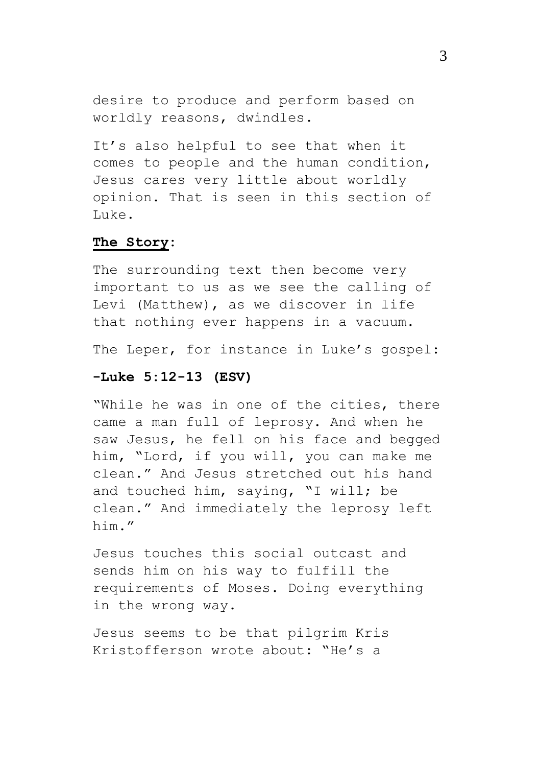desire to produce and perform based on worldly reasons, dwindles.

It's also helpful to see that when it comes to people and the human condition, Jesus cares very little about worldly opinion. That is seen in this section of Luke.

**<u>The Story</u>**:

The surrounding text then become very important to us as we see the calling of Levi (Matthew), as we discover in life that nothing ever happens in a vacuum.

The Leper, for instance in Luke's gospel:

**-Luke 5:12-13 (ESV)**

"While he was in one of the cities, there came a man full of leprosy. And when he saw Jesus, he fell on his face and begged him, "Lord, if you will, you can make me clean." And Jesus stretched out his hand and touched him, saying, "I will; be clean." And immediately the leprosy left him."

Jesus touches this social outcast and sends him on his way to fulfill the requirements of Moses. Doing everything in the wrong way.

Jesus seems to be that pilgrim Kris Kristofferson wrote about: "He's a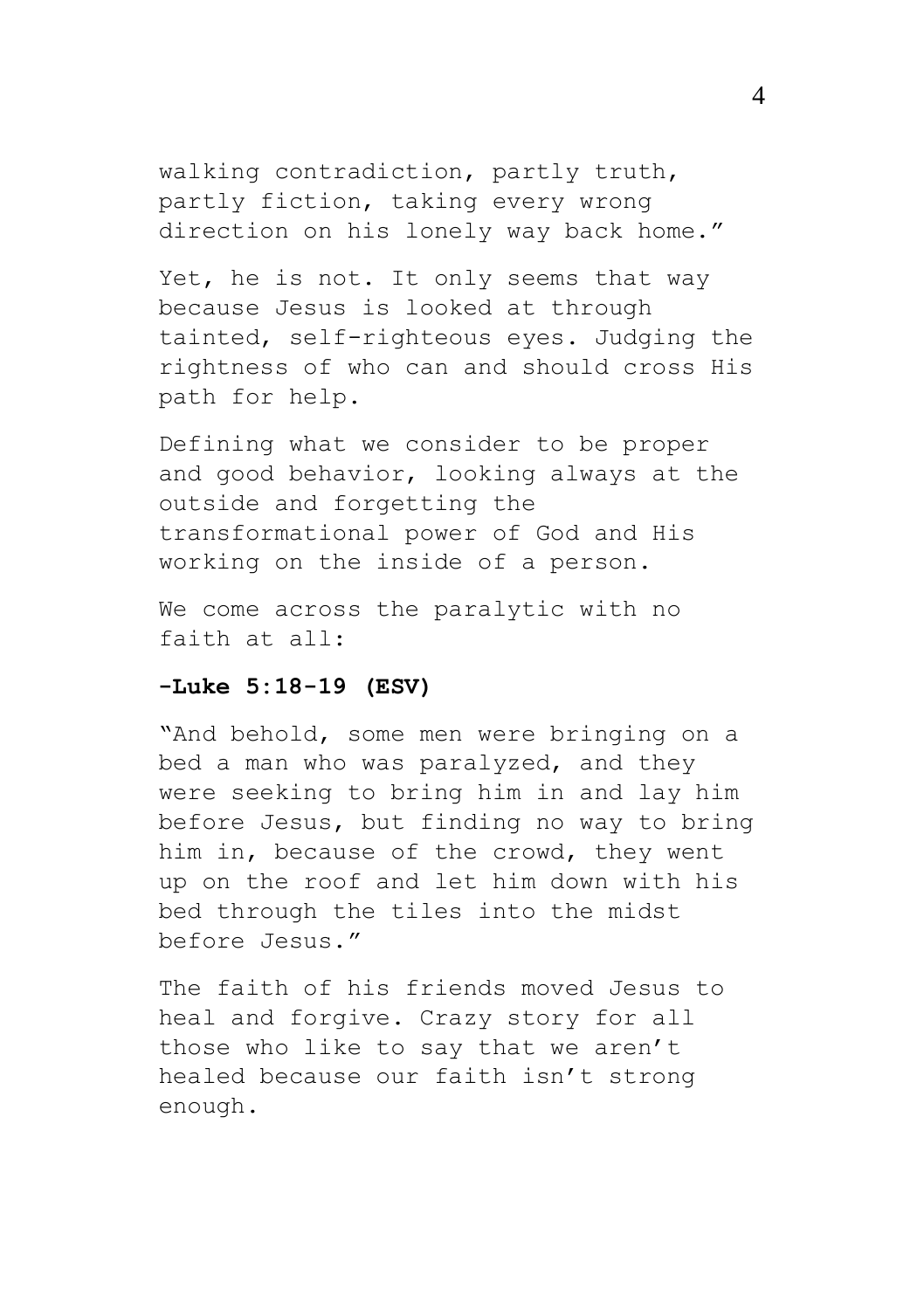walking contradiction, partly truth, partly fiction, taking every wrong direction on his lonely way back home."

Yet, he is not. It only seems that way because Jesus is looked at through tainted, self-righteous eyes. Judging the rightness of who can and should cross His path for help.

Defining what we consider to be proper and good behavior, looking always at the outside and forgetting the transformational power of God and His working on the inside of a person.

We come across the paralytic with no faith at all:

**-Luke 5:18-19 (ESV)**

"And behold, some men were bringing on a bed a man who was paralyzed, and they were seeking to bring him in and lay him before Jesus, but finding no way to bring him in, because of the crowd, they went up on the roof and let him down with his bed through the tiles into the midst before Jesus."

The faith of his friends moved Jesus to heal and forgive. Crazy story for all those who like to say that we aren't healed because our faith isn't strong enough.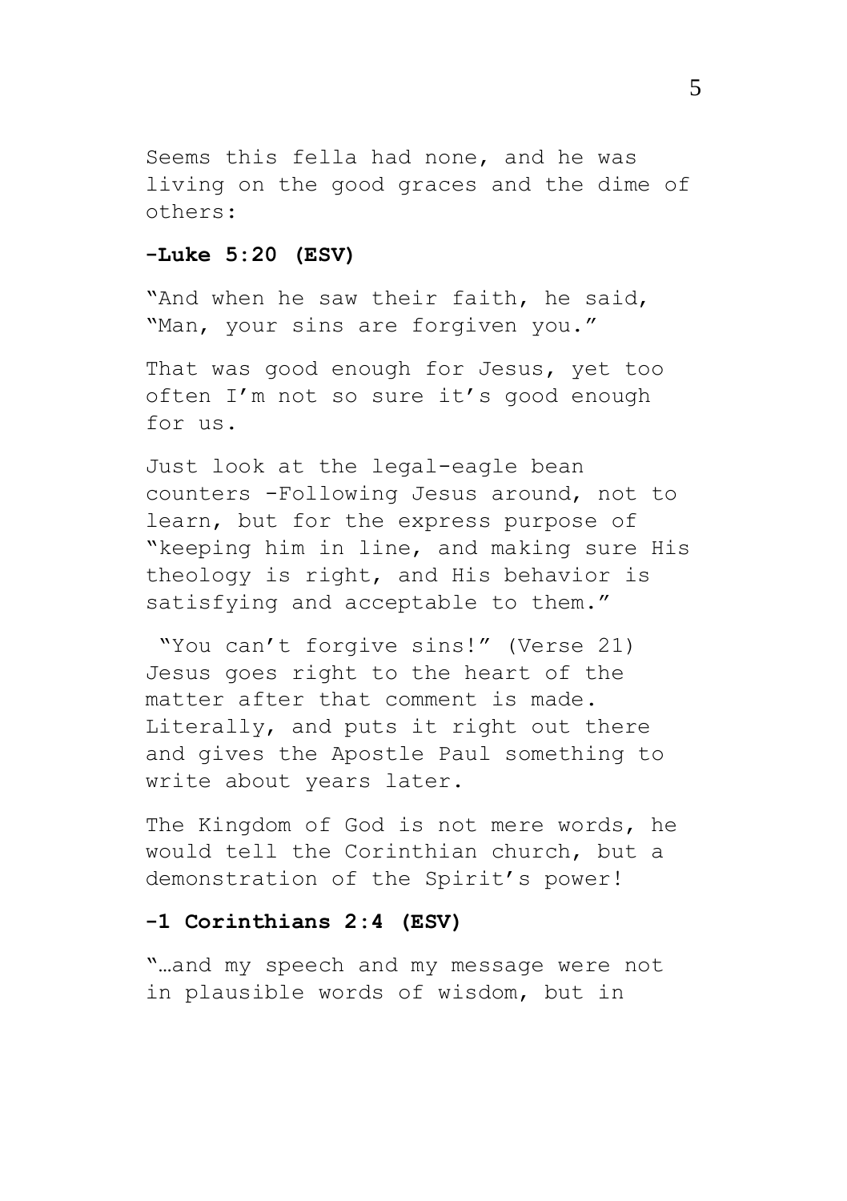Seems this fella had none, and he was living on the good graces and the dime of others:

**-Luke 5:20 (ESV)**

"And when he saw their faith, he said, "Man, your sins are forgiven you."

That was good enough for Jesus, yet too often I'm not so sure it's good enough for us.

Just look at the legal-eagle bean counters -Following Jesus around, not to learn, but for the express purpose of "keeping him in line, and making sure His theology is right, and His behavior is satisfying and acceptable to them."

"You can't forgive sins!" (Verse 21) Jesus goes right to the heart of the matter after that comment is made. Literally, and puts it right out there and gives the Apostle Paul something to write about years later.

The Kingdom of God is not mere words, he would tell the Corinthian church, but a demonstration of the Spirit's power!

**-1 Corinthians 2:4 (ESV)**

"…and my speech and my message were not in plausible words of wisdom, but in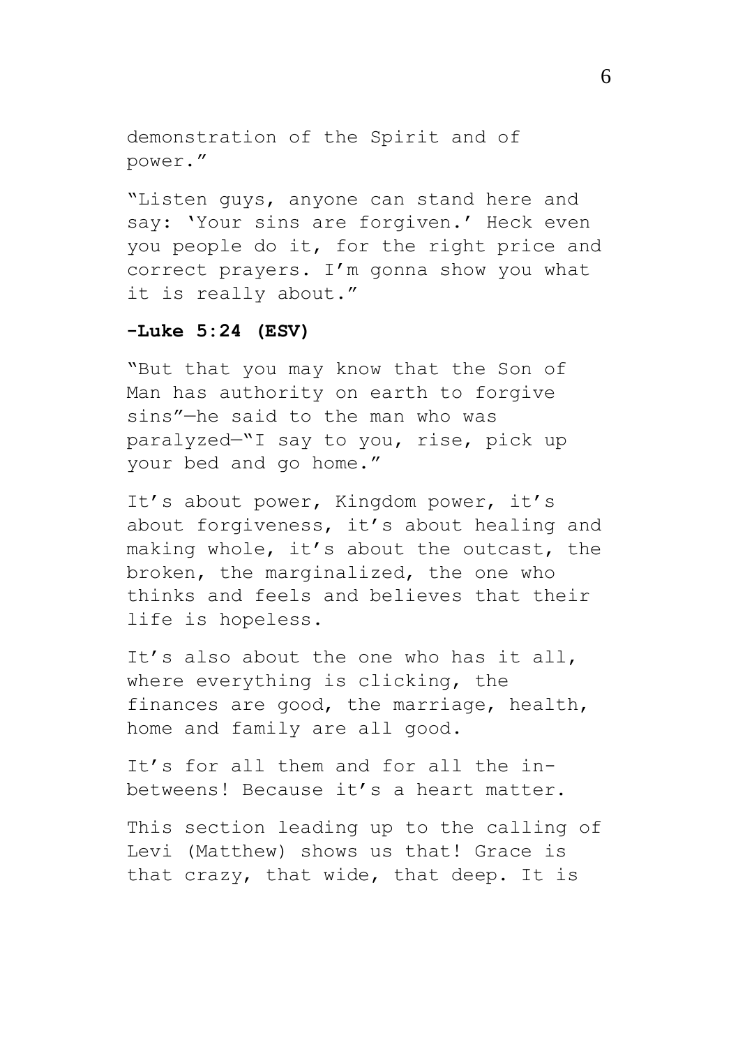demonstration of the Spirit and of power."

"Listen guys, anyone can stand here and say: 'Your sins are forgiven.' Heck even you people do it, for the right price and correct prayers. I'm gonna show you what it is really about."

**-Luke 5:24 (ESV)**

"But that you may know that the Son of Man has authority on earth to forgive sins"—he said to the man who was paralyzed—"I say to you, rise, pick up your bed and go home."

It's about power, Kingdom power, it's about forgiveness, it's about healing and making whole, it's about the outcast, the broken, the marginalized, the one who thinks and feels and believes that their life is hopeless.

It's also about the one who has it all, where everything is clicking, the finances are good, the marriage, health, home and family are all good.

It's for all them and for all the in-betweens! Because it's a heart matter.

This section leading up to the calling of Levi (Matthew) shows us that! Grace is that crazy, that wide, that deep. It is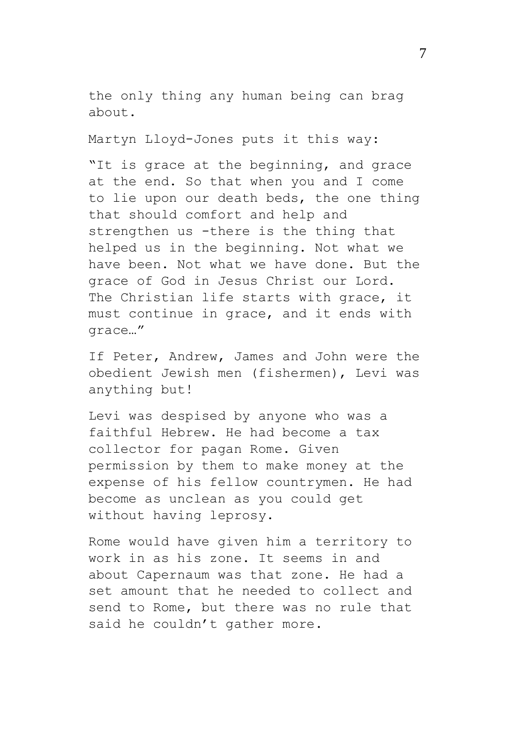the only thing any human being can brag about.

Martyn Lloyd-Jones puts it this way:

"It is grace at the beginning, and grace at the end. So that when you and I come to lie upon our death beds, the one thing that should comfort and help and strengthen us -there is the thing that helped us in the beginning. Not what we have been. Not what we have done. But the grace of God in Jesus Christ our Lord. The Christian life starts with grace, it must continue in grace, and it ends with grace…"

If Peter, Andrew, James and John were the obedient Jewish men (fishermen), Levi was anything but!

Levi was despised by anyone who was a faithful Hebrew. He had become a tax collector for pagan Rome. Given permission by them to make money at the expense of his fellow countrymen. He had become as unclean as you could get without having leprosy.

Rome would have given him a territory to work in as his zone. It seems in and about Capernaum was that zone. He had a set amount that he needed to collect and send to Rome, but there was no rule that said he couldn't gather more.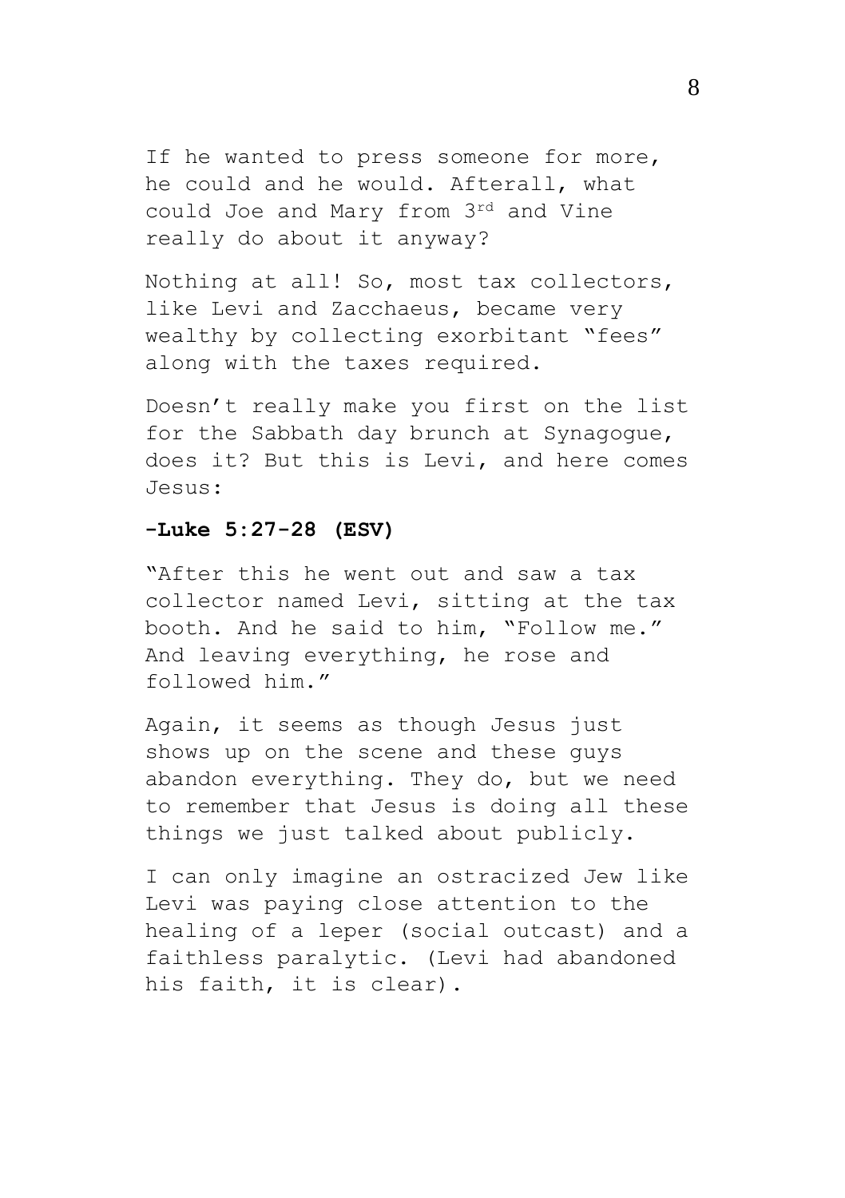If he wanted to press someone for more, he could and he would. Afterall, what could Joe and Mary from 3rd and Vine really do about it anyway?

Nothing at all! So, most tax collectors, like Levi and Zacchaeus, became very wealthy by collecting exorbitant "fees" along with the taxes required.

Doesn't really make you first on the list for the Sabbath day brunch at Synagogue, does it? But this is Levi, and here comes Jesus:

**-Luke 5:27-28 (ESV)**

"After this he went out and saw a tax collector named Levi, sitting at the tax booth. And he said to him, "Follow me." And leaving everything, he rose and followed him."

Again, it seems as though Jesus just shows up on the scene and these guys abandon everything. They do, but we need to remember that Jesus is doing all these things we just talked about publicly.

I can only imagine an ostracized Jew like Levi was paying close attention to the healing of a leper (social outcast) and a faithless paralytic. (Levi had abandoned his faith, it is clear).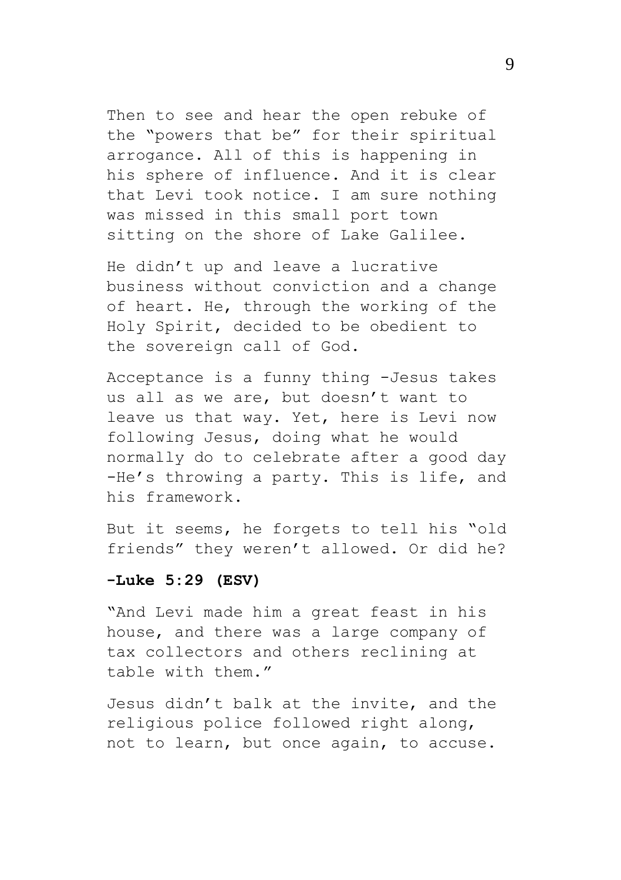Then to see and hear the open rebuke of the "powers that be" for their spiritual arrogance. All of this is happening in his sphere of influence. And it is clear that Levi took notice. I am sure nothing was missed in this small port town sitting on the shore of Lake Galilee.

He didn't up and leave a lucrative business without conviction and a change of heart. He, through the working of the Holy Spirit, decided to be obedient to the sovereign call of God.

Acceptance is a funny thing -Jesus takes us all as we are, but doesn't want to leave us that way. Yet, here is Levi now following Jesus, doing what he would normally do to celebrate after a good day -He's throwing a party. This is life, and his framework.

But it seems, he forgets to tell his "old friends" they weren't allowed. Or did he?

**-Luke 5:29 (ESV)**

"And Levi made him a great feast in his house, and there was a large company of tax collectors and others reclining at table with them."

Jesus didn't balk at the invite, and the religious police followed right along, not to learn, but once again, to accuse.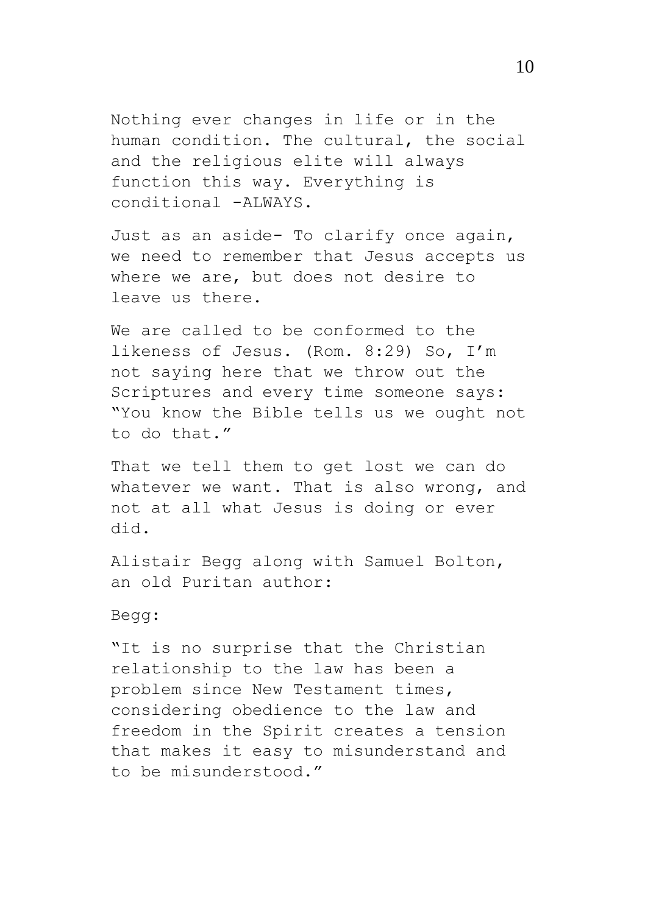Nothing ever changes in life or in the human condition. The cultural, the social and the religious elite will always function this way. Everything is conditional -ALWAYS.

Just as an aside- To clarify once again, we need to remember that Jesus accepts us where we are, but does not desire to leave us there.

We are called to be conformed to the likeness of Jesus. (Rom. 8:29) So, I'm not saying here that we throw out the Scriptures and every time someone says: "You know the Bible tells us we ought not to do that."

That we tell them to get lost we can do whatever we want. That is also wrong, and not at all what Jesus is doing or ever did.

Alistair Begg along with Samuel Bolton, an old Puritan author:

Begg:

"It is no surprise that the Christian relationship to the law has been a problem since New Testament times, considering obedience to the law and freedom in the Spirit creates a tension that makes it easy to misunderstand and to be misunderstood."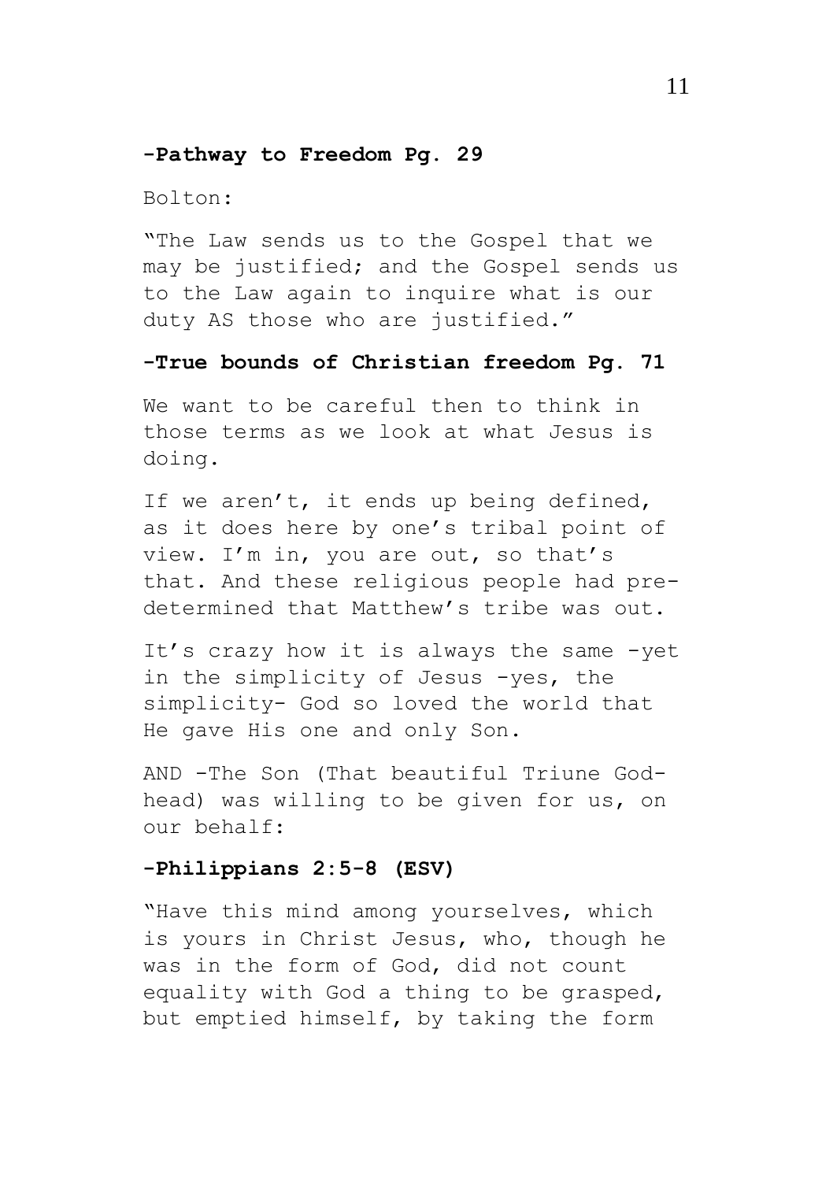**-Pathway to Freedom Pg. 29**

Bolton:

"The Law sends us to the Gospel that we may be justified; and the Gospel sends us to the Law again to inquire what is our duty AS those who are justified."

**-True bounds of Christian freedom Pg. 71**

We want to be careful then to think in those terms as we look at what Jesus is doing.

If we aren't, it ends up being defined, as it does here by one's tribal point of view. I'm in, you are out, so that's that. And these religious people had pre-determined that Matthew's tribe was out.

It's crazy how it is always the same -yet in the simplicity of Jesus -yes, the simplicity- God so loved the world that He gave His one and only Son.

AND -The Son (That beautiful Triune God-head) was willing to be given for us, on our behalf:

**-Philippians 2:5-8 (ESV)**

"Have this mind among yourselves, which is yours in Christ Jesus, who, though he was in the form of God, did not count equality with God a thing to be grasped, but emptied himself, by taking the form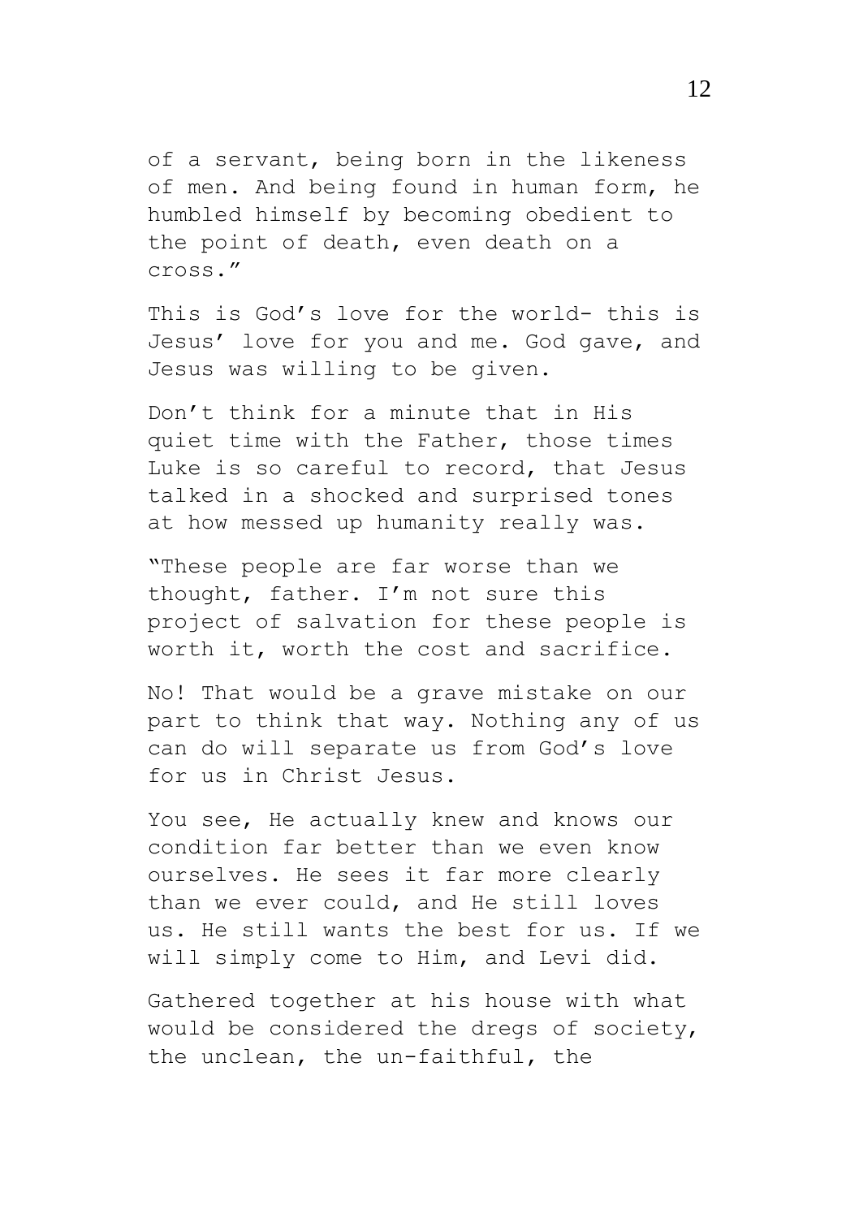of a servant, being born in the likeness of men. And being found in human form, he humbled himself by becoming obedient to the point of death, even death on a cross."

This is God's love for the world- this is Jesus' love for you and me. God gave, and Jesus was willing to be given.

Don't think for a minute that in His quiet time with the Father, those times Luke is so careful to record, that Jesus talked in a shocked and surprised tones at how messed up humanity really was.

"These people are far worse than we thought, father. I'm not sure this project of salvation for these people is worth it, worth the cost and sacrifice.

No! That would be a grave mistake on our part to think that way. Nothing any of us can do will separate us from God's love for us in Christ Jesus.

You see, He actually knew and knows our condition far better than we even know ourselves. He sees it far more clearly than we ever could, and He still loves us. He still wants the best for us. If we will simply come to Him, and Levi did.

Gathered together at his house with what would be considered the dregs of society, the unclean, the un-faithful, the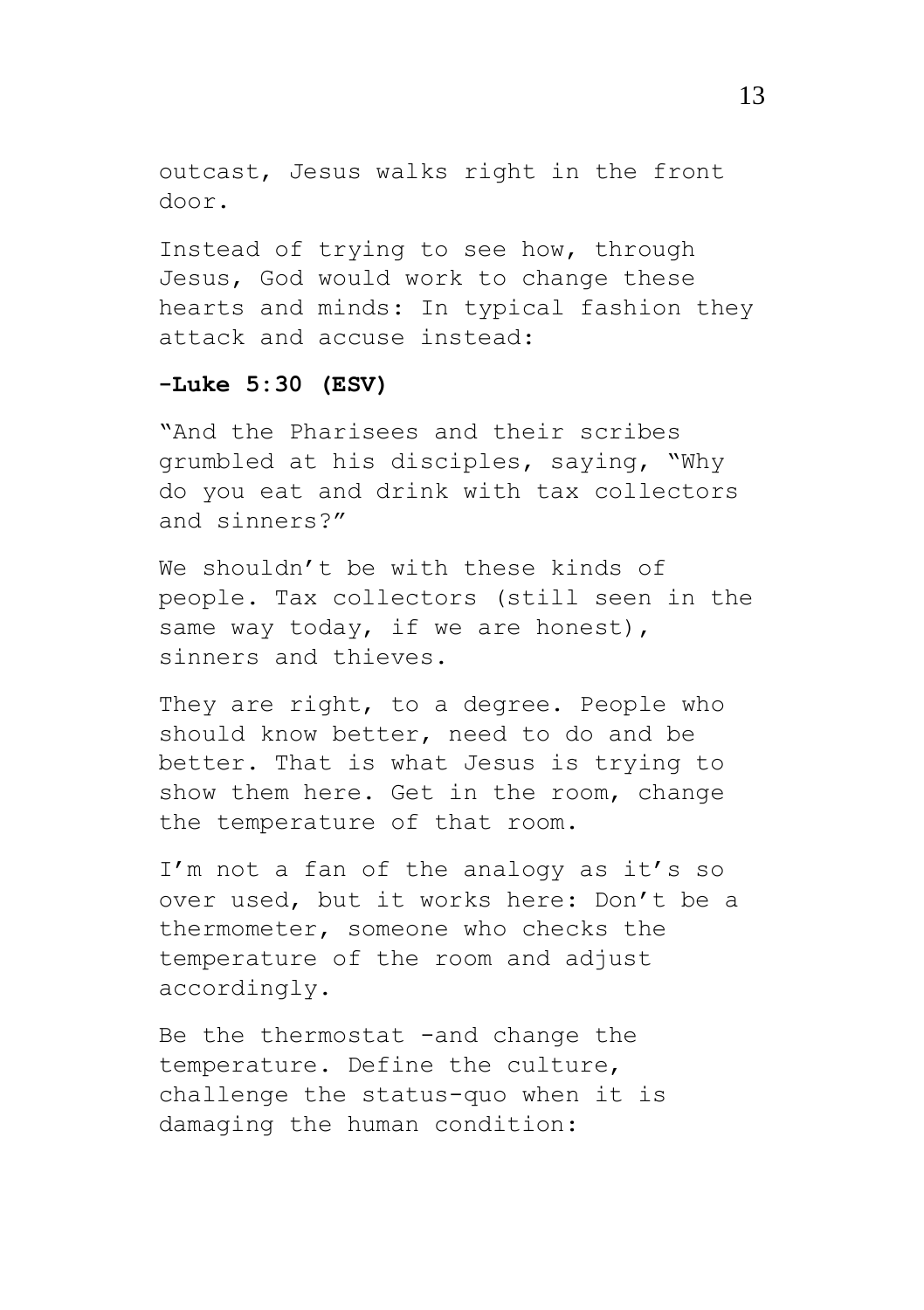outcast, Jesus walks right in the front door.

Instead of trying to see how, through Jesus, God would work to change these hearts and minds: In typical fashion they attack and accuse instead:

**-Luke 5:30 (ESV)**

"And the Pharisees and their scribes grumbled at his disciples, saying, "Why do you eat and drink with tax collectors and sinners?"

We shouldn't be with these kinds of people. Tax collectors (still seen in the same way today, if we are honest), sinners and thieves.

They are right, to a degree. People who should know better, need to do and be better. That is what Jesus is trying to show them here. Get in the room, change the temperature of that room.

I'm not a fan of the analogy as it's so over used, but it works here: Don't be a thermometer, someone who checks the temperature of the room and adjust accordingly.

Be the thermostat -and change the temperature. Define the culture, challenge the status-quo when it is damaging the human condition: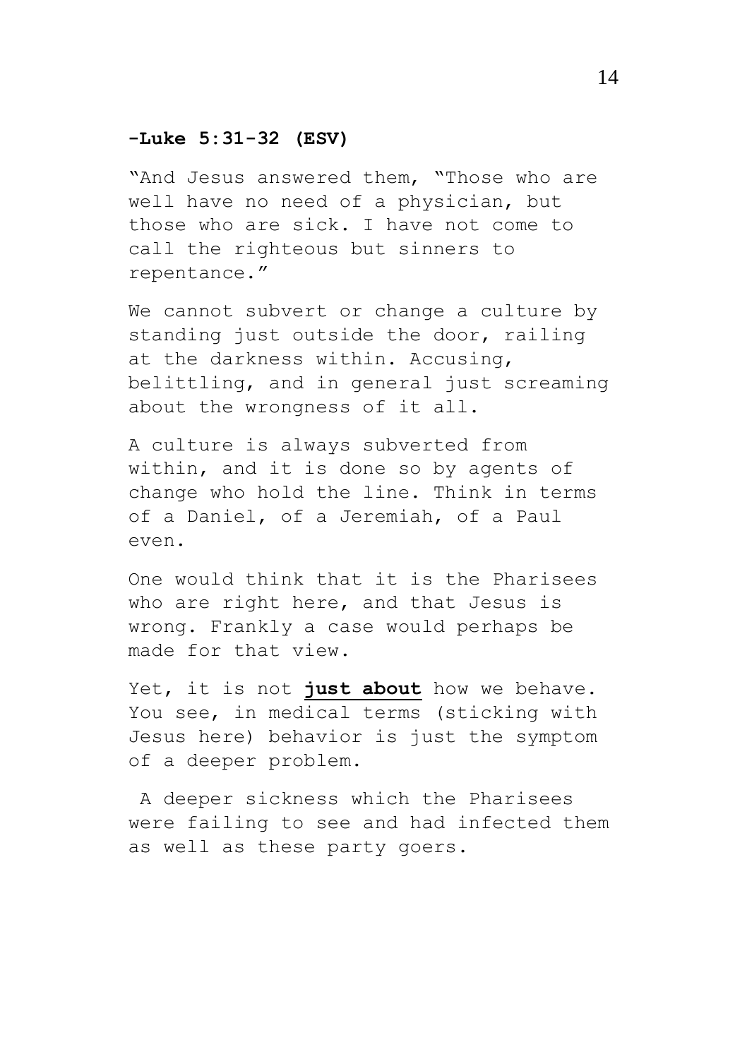**-Luke 5:31-32 (ESV)**

"And Jesus answered them, "Those who are well have no need of a physician, but those who are sick. I have not come to call the righteous but sinners to repentance."

We cannot subvert or change a culture by standing just outside the door, railing at the darkness within. Accusing, belittling, and in general just screaming about the wrongness of it all.

A culture is always subverted from within, and it is done so by agents of change who hold the line. Think in terms of a Daniel, of a Jeremiah, of a Paul even.

One would think that it is the Pharisees who are right here, and that Jesus is wrong. Frankly a case would perhaps be made for that view.

Yet, it is not <u>**just about**</u> how we behave. You see, in medical terms (sticking with Jesus here) behavior is just the symptom of a deeper problem.

A deeper sickness which the Pharisees were failing to see and had infected them as well as these party goers.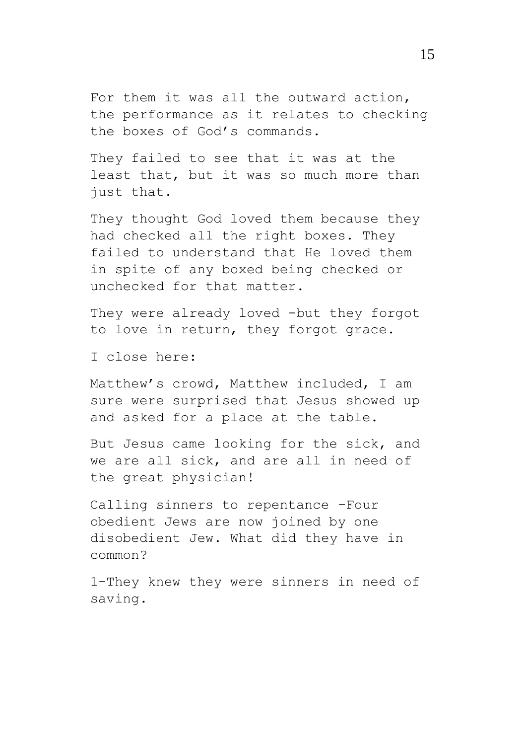For them it was all the outward action, the performance as it relates to checking the boxes of God's commands.

They failed to see that it was at the least that, but it was so much more than just that.

They thought God loved them because they had checked all the right boxes. They failed to understand that He loved them in spite of any boxed being checked or unchecked for that matter.

They were already loved -but they forgot to love in return, they forgot grace.

I close here:

Matthew's crowd, Matthew included, I am sure were surprised that Jesus showed up and asked for a place at the table.

But Jesus came looking for the sick, and we are all sick, and are all in need of the great physician!

Calling sinners to repentance -Four obedient Jews are now joined by one disobedient Jew. What did they have in common?

1-They knew they were sinners in need of saving.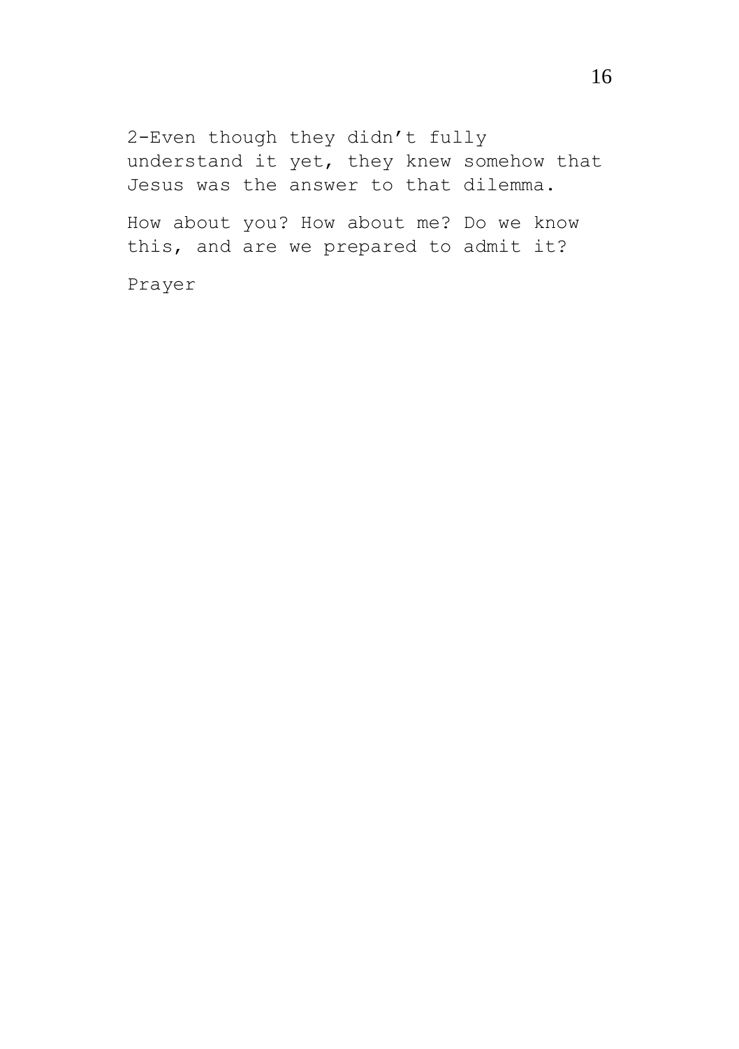2-Even though they didn’t fully understand it yet, they knew somehow that Jesus was the answer to that dilemma.

How about you? How about me? Do we know this, and are we prepared to admit it?

Prayer